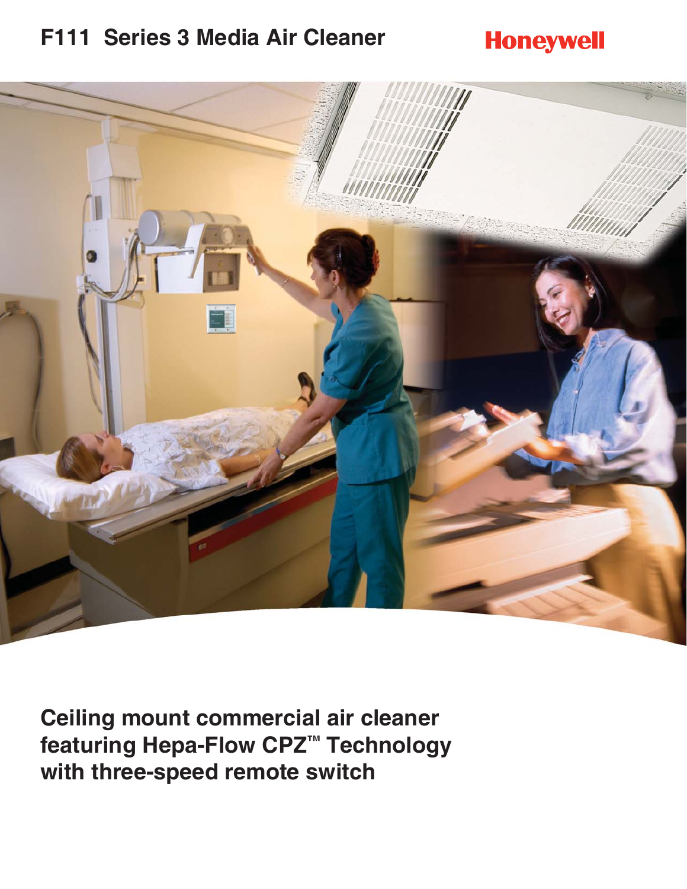# F111 Series 3 Media Air Cleaner

Honeywell

## Ceiling mount commercial air cleaner featuring Hepa-Flow CPZ™ Technology with three-speed remote switch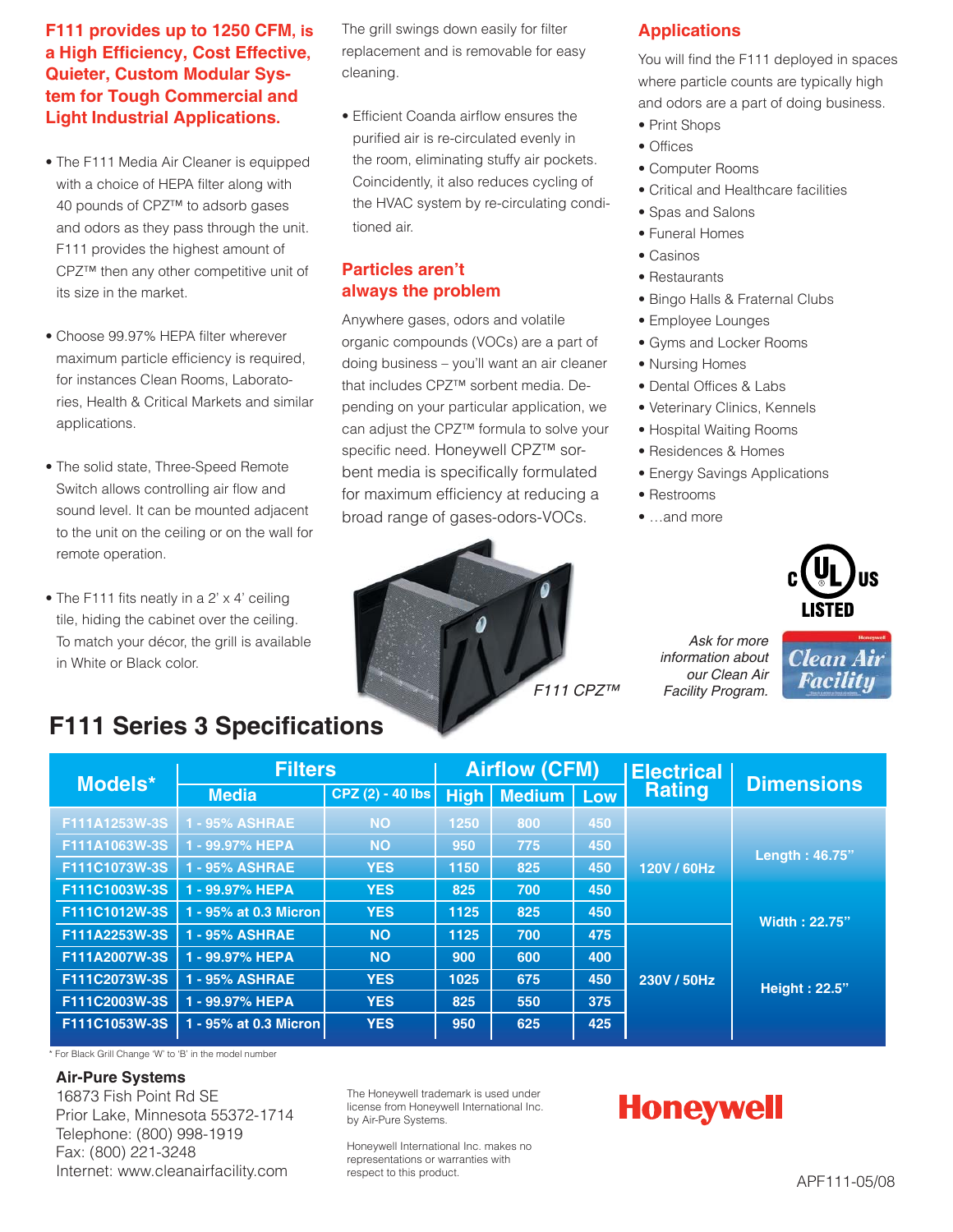## F111 provides up to 1250 CFM, is a High Efficiency, Cost Effective, Quieter, Custom Modular System for Tough Commercial and Light Industrial Applications.

- The F111 Media Air Cleaner is equipped with a choice of HEPA filter along with 40 pounds of CPZ™ to adsorb gases and odors as they pass through the unit. F111 provides the highest amount of CPZ™ then any other competitive unit of its size in the market.
- Choose 99.97% HEPA filter wherever maximum particle efficiency is required, for instances Clean Rooms, Laboratories, Health & Critical Markets and similar applications.
- The solid state, Three-Speed Remote Switch allows controlling air flow and sound level. It can be mounted adjacent to the unit on the ceiling or on the wall for remote operation.
- The F111 fits neatly in a 2' x 4' ceiling tile, hiding the cabinet over the ceiling. To match your décor, the grill is available in White or Black color.

The grill swings down easily for filter replacement and is removable for easy cleaning.

- Efficient Coanda airflow ensures the purified air is re-circulated evenly in the room, eliminating stuffy air pockets. Coincidently, it also reduces cycling of the HVAC system by re-circulating conditioned air.

## Particles aren't always the problem

Anywhere gases, odors and volatile organic compounds (VOCs) are a part of doing business – you'll want an air cleaner that includes CPZ™ sorbent media. Depending on your particular application, we can adjust the CPZ™ formula to solve your specific need. Honeywell CPZ™ sorbent media is specifically formulated for maximum efficiency at reducing a broad range of gases-odors-VOCs.

F111 CPZ™

## Applications

You will find the F111 deployed in spaces where particle counts are typically high and odors are a part of doing business.

- Print Shops
- Offices
- Computer Rooms
- Critical and Healthcare facilities
- Spas and Salons
- Funeral Homes
- Casinos
- Restaurants
- Bingo Halls & Fraternal Clubs
- Employee Lounges
- Gyms and Locker Rooms
- Nursing Homes
- Dental Offices & Labs
- Veterinary Clinics, Kennels
- Hospital Waiting Rooms
- Residences & Homes
- Energy Savings Applications
- Restrooms
- ...and more

c UL US LISTED

*Ask for more information about our Clean Air Facility Program.*

Clean Air Facility

## F111 Series 3 Specifications

| Models* | Filters | | Airflow (CFM) | | | Electrical Rating | Dimensions |
|---|---|---|---|---|---|---|---|
| | Media | CPZ (2) - 40 lbs | High | Medium | Low | | |
| F111A1253W-3S | 1 - 95% ASHRAE | NO | 1250 | 800 | 450 | 120V / 60Hz | Length : 46.75" |
| F111A1063W-3S | 1 - 99.97% HEPA | NO | 950 | 775 | 450 | 120V / 60Hz | Length : 46.75" |
| F111C1073W-3S | 1 - 95% ASHRAE | YES | 1150 | 825 | 450 | 120V / 60Hz | Length : 46.75" |
| F111C1003W-3S | 1 - 99.97% HEPA | YES | 825 | 700 | 450 | 120V / 60Hz | Width : 22.75" |
| F111C1012W-3S | 1 - 95% at 0.3 Micron | YES | 1125 | 825 | 450 | 120V / 60Hz | Width : 22.75" |
| F111A2253W-3S | 1 - 95% ASHRAE | NO | 1125 | 700 | 475 | 230V / 50Hz | Width : 22.75" |
| F111A2007W-3S | 1 - 99.97% HEPA | NO | 900 | 600 | 400 | 230V / 50Hz | Height : 22.5" |
| F111C2073W-3S | 1 - 95% ASHRAE | YES | 1025 | 675 | 450 | 230V / 50Hz | Height : 22.5" |
| F111C2003W-3S | 1 - 99.97% HEPA | YES | 825 | 550 | 375 | 230V / 50Hz | Height : 22.5" |
| F111C1053W-3S | 1 - 95% at 0.3 Micron | YES | 950 | 625 | 425 | 230V / 50Hz | Height : 22.5" |

* For Black Grill Change 'W' to 'B' in the model number

**Air-Pure Systems**
16873 Fish Point Rd SE
Prior Lake, Minnesota 55372-1714
Telephone: (800) 998-1919
Fax: (800) 221-3248
Internet: www.cleanairfacility.com

The Honeywell trademark is used under license from Honeywell International Inc. by Air-Pure Systems.

Honeywell International Inc. makes no representations or warranties with respect to this product.

Honeywell

APF111-05/08